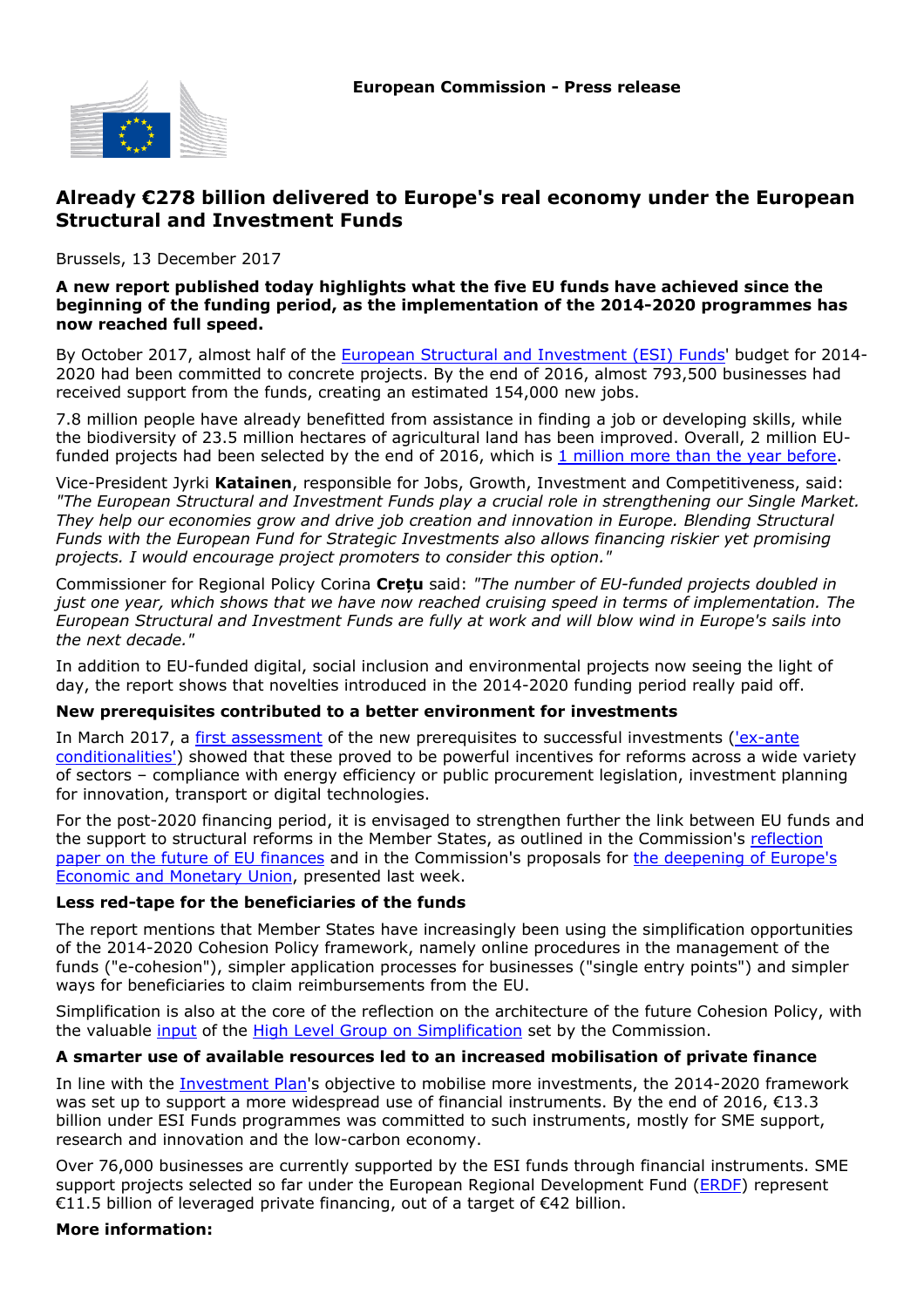European Commission - Press release

# Already €278 billion delivered to Europe's real economy under the European Structural and Investment Funds

Brussels, 13 December 2017

**A new report published today highlights what the five EU funds have achieved since the beginning of the funding period, as the implementation of the 2014-2020 programmes has now reached full speed.**

By October 2017, almost half of the European Structural and Investment (ESI) Funds' budget for 2014-2020 had been committed to concrete projects. By the end of 2016, almost 793,500 businesses had received support from the funds, creating an estimated 154,000 new jobs.

7.8 million people have already benefitted from assistance in finding a job or developing skills, while the biodiversity of 23.5 million hectares of agricultural land has been improved. Overall, 2 million EU-funded projects had been selected by the end of 2016, which is 1 million more than the year before.

Vice-President Jyrki **Katainen**, responsible for Jobs, Growth, Investment and Competitiveness, said: *"The European Structural and Investment Funds play a crucial role in strengthening our Single Market. They help our economies grow and drive job creation and innovation in Europe. Blending Structural Funds with the European Fund for Strategic Investments also allows financing riskier yet promising projects. I would encourage project promoters to consider this option."*

Commissioner for Regional Policy Corina **Crețu** said: *"The number of EU-funded projects doubled in just one year, which shows that we have now reached cruising speed in terms of implementation. The European Structural and Investment Funds are fully at work and will blow wind in Europe's sails into the next decade."*

In addition to EU-funded digital, social inclusion and environmental projects now seeing the light of day, the report shows that novelties introduced in the 2014-2020 funding period really paid off.

### New prerequisites contributed to a better environment for investments

In March 2017, a first assessment of the new prerequisites to successful investments ('ex-ante conditionalities') showed that these proved to be powerful incentives for reforms across a wide variety of sectors – compliance with energy efficiency or public procurement legislation, investment planning for innovation, transport or digital technologies.

For the post-2020 financing period, it is envisaged to strengthen further the link between EU funds and the support to structural reforms in the Member States, as outlined in the Commission's reflection paper on the future of EU finances and in the Commission's proposals for the deepening of Europe's Economic and Monetary Union, presented last week.

### Less red-tape for the beneficiaries of the funds

The report mentions that Member States have increasingly been using the simplification opportunities of the 2014-2020 Cohesion Policy framework, namely online procedures in the management of the funds ("e-cohesion"), simpler application processes for businesses ("single entry points") and simpler ways for beneficiaries to claim reimbursements from the EU.

Simplification is also at the core of the reflection on the architecture of the future Cohesion Policy, with the valuable input of the High Level Group on Simplification set by the Commission.

### A smarter use of available resources led to an increased mobilisation of private finance

In line with the Investment Plan's objective to mobilise more investments, the 2014-2020 framework was set up to support a more widespread use of financial instruments. By the end of 2016, €13.3 billion under ESI Funds programmes was committed to such instruments, mostly for SME support, research and innovation and the low-carbon economy.

Over 76,000 businesses are currently supported by the ESI funds through financial instruments. SME support projects selected so far under the European Regional Development Fund (ERDF) represent €11.5 billion of leveraged private financing, out of a target of €42 billion.

### More information: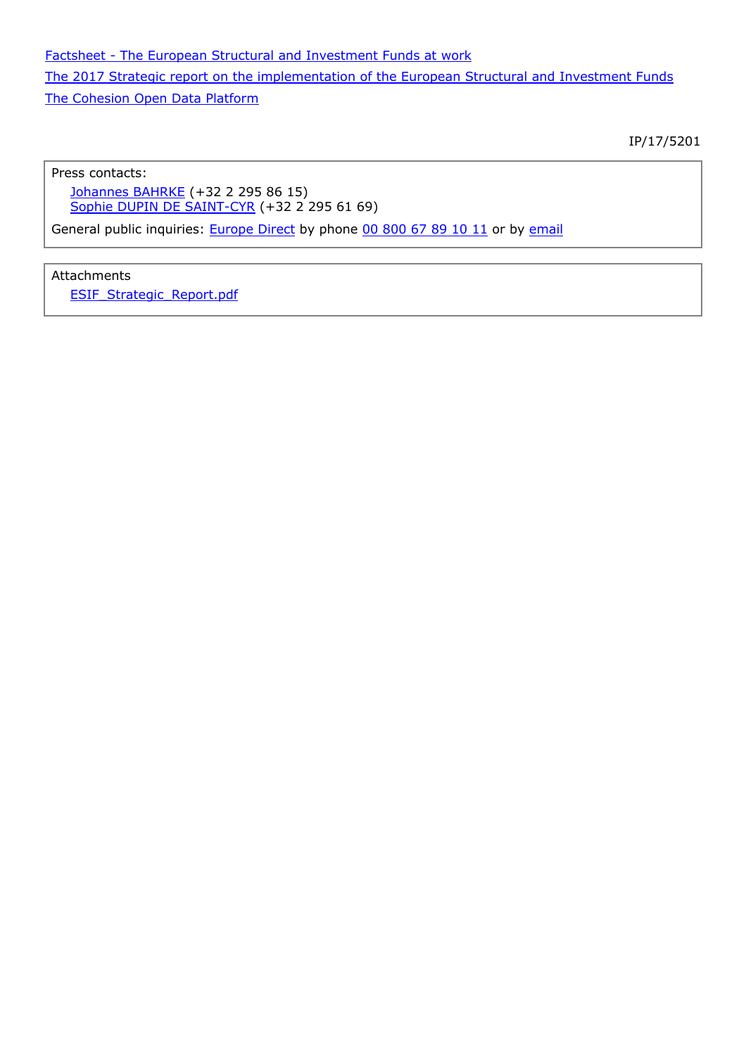[Factsheet - The European Structural and Investment Funds at work]

[The 2017 Strategic report on the implementation of the European Structural and Investment Funds]

[The Cohesion Open Data Platform]

IP/17/5201

Press contacts:

[Johannes BAHRKE] (+32 2 295 86 15)
[Sophie DUPIN DE SAINT-CYR] (+32 2 295 61 69)

General public inquiries: [Europe Direct] by phone [00 800 67 89 10 11] or by [email]

Attachments

[ESIF_Strategic_Report.pdf]